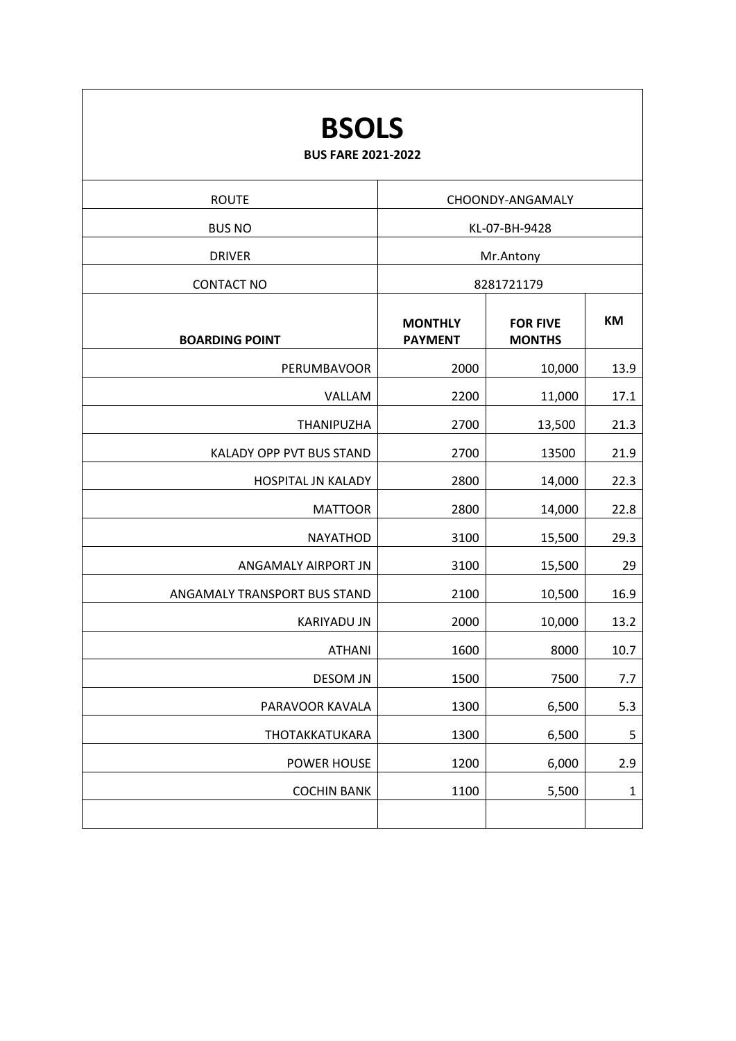# BSOLS

**BUS FARE 2021-2022**

| ROUTE | CHOONDY-ANGAMALY | | |
|---|---|---|---|
| BUS NO | KL-07-BH-9428 | | |
| DRIVER | Mr.Antony | | |
| CONTACT NO | 8281721179 | | |
| **BOARDING POINT** | **MONTHLY PAYMENT** | **FOR FIVE MONTHS** | **KM** |
| PERUMBAVOOR | 2000 | 10,000 | 13.9 |
| VALLAM | 2200 | 11,000 | 17.1 |
| THANIPUZHA | 2700 | 13,500 | 21.3 |
| KALADY OPP PVT BUS STAND | 2700 | 13500 | 21.9 |
| HOSPITAL JN KALADY | 2800 | 14,000 | 22.3 |
| MATTOOR | 2800 | 14,000 | 22.8 |
| NAYATHOD | 3100 | 15,500 | 29.3 |
| ANGAMALY AIRPORT JN | 3100 | 15,500 | 29 |
| ANGAMALY TRANSPORT BUS STAND | 2100 | 10,500 | 16.9 |
| KARIYADU JN | 2000 | 10,000 | 13.2 |
| ATHANI | 1600 | 8000 | 10.7 |
| DESOM JN | 1500 | 7500 | 7.7 |
| PARAVOOR KAVALA | 1300 | 6,500 | 5.3 |
| THOTAKKATUKARA | 1300 | 6,500 | 5 |
| POWER HOUSE | 1200 | 6,000 | 2.9 |
| COCHIN BANK | 1100 | 5,500 | 1 |
| | | | |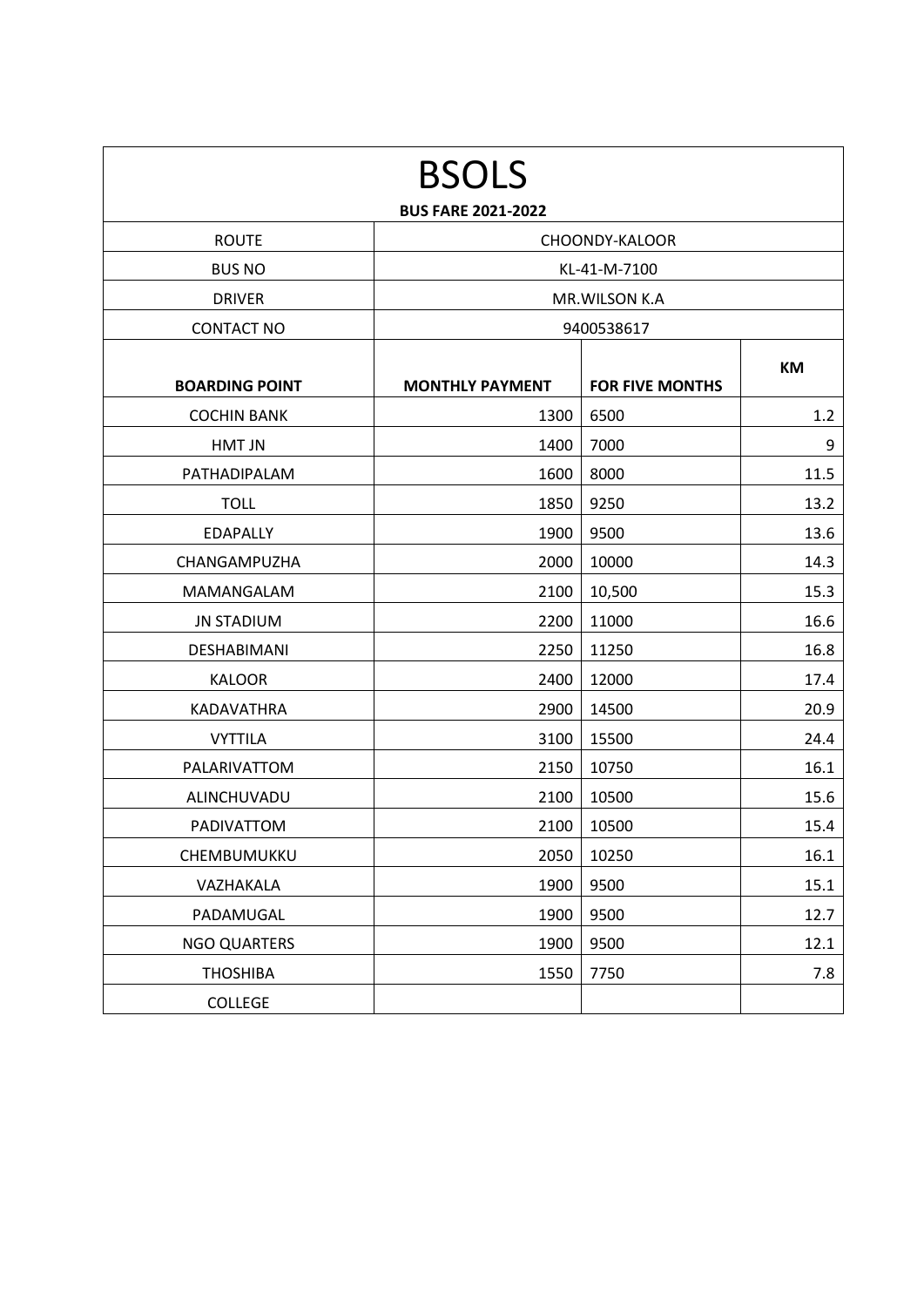# BSOLS

**BUS FARE 2021-2022**

| | | | |
|---|---|---|---|
| ROUTE | CHOONDY-KALOOR | | |
| BUS NO | KL-41-M-7100 | | |
| DRIVER | MR.WILSON K.A | | |
| CONTACT NO | 9400538617 | | |
| **BOARDING POINT** | **MONTHLY PAYMENT** | **FOR FIVE MONTHS** | **KM** |
| COCHIN BANK | 1300 | 6500 | 1.2 |
| HMT JN | 1400 | 7000 | 9 |
| PATHADIPALAM | 1600 | 8000 | 11.5 |
| TOLL | 1850 | 9250 | 13.2 |
| EDAPALLY | 1900 | 9500 | 13.6 |
| CHANGAMPUZHA | 2000 | 10000 | 14.3 |
| MAMANGALAM | 2100 | 10,500 | 15.3 |
| JN STADIUM | 2200 | 11000 | 16.6 |
| DESHABIMANI | 2250 | 11250 | 16.8 |
| KALOOR | 2400 | 12000 | 17.4 |
| KADAVATHRA | 2900 | 14500 | 20.9 |
| VYTTILA | 3100 | 15500 | 24.4 |
| PALARIVATTOM | 2150 | 10750 | 16.1 |
| ALINCHUVADU | 2100 | 10500 | 15.6 |
| PADIVATTOM | 2100 | 10500 | 15.4 |
| CHEMBUMUKKU | 2050 | 10250 | 16.1 |
| VAZHAKALA | 1900 | 9500 | 15.1 |
| PADAMUGAL | 1900 | 9500 | 12.7 |
| NGO QUARTERS | 1900 | 9500 | 12.1 |
| THOSHIBA | 1550 | 7750 | 7.8 |
| COLLEGE | | | |